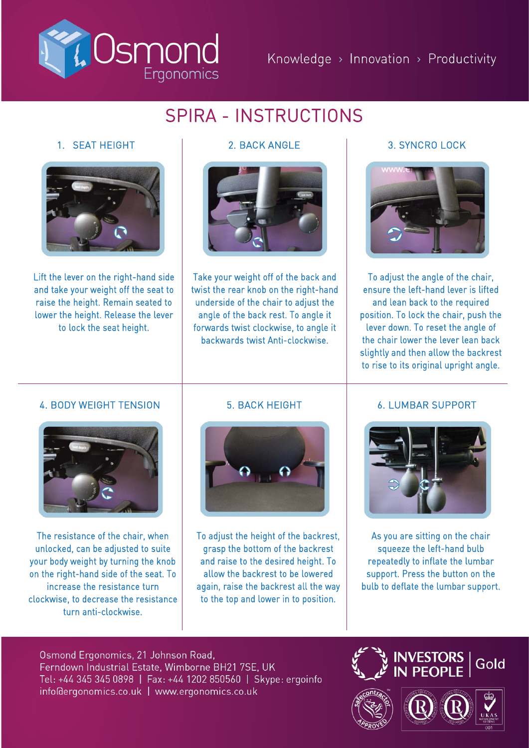Osmond Ergonomics

Knowledge › Innovation › Productivity

# SPIRA - INSTRUCTIONS

## 1. SEAT HEIGHT

Lift the lever on the right-hand side and take your weight off the seat to raise the height. Remain seated to lower the height. Release the lever to lock the seat height.

## 2. BACK ANGLE

Take your weight off of the back and twist the rear knob on the right-hand underside of the chair to adjust the angle of the back rest. To angle it forwards twist clockwise, to angle it backwards twist Anti-clockwise.

## 3. SYNCRO LOCK

To adjust the angle of the chair, ensure the left-hand lever is lifted and lean back to the required position. To lock the chair, push the lever down. To reset the angle of the chair lower the lever lean back slightly and then allow the backrest to rise to its original upright angle.

## 4. BODY WEIGHT TENSION

The resistance of the chair, when unlocked, can be adjusted to suite your body weight by turning the knob on the right-hand side of the seat. To increase the resistance turn clockwise, to decrease the resistance turn anti-clockwise.

## 5. BACK HEIGHT

To adjust the height of the backrest, grasp the bottom of the backrest and raise to the desired height. To allow the backrest to be lowered again, raise the backrest all the way to the top and lower in to position.

## 6. LUMBAR SUPPORT

As you are sitting on the chair squeeze the left-hand bulb repeatedly to inflate the lumbar support. Press the button on the bulb to deflate the lumbar support.

Osmond Ergonomics, 21 Johnson Road,
Ferndown Industrial Estate, Wimborne BH21 7SE, UK
Tel: +44 345 345 0898 | Fax: +44 1202 850560 | Skype: ergoinfo
info@ergonomics.co.uk | www.ergonomics.co.uk

INVESTORS IN PEOPLE | Gold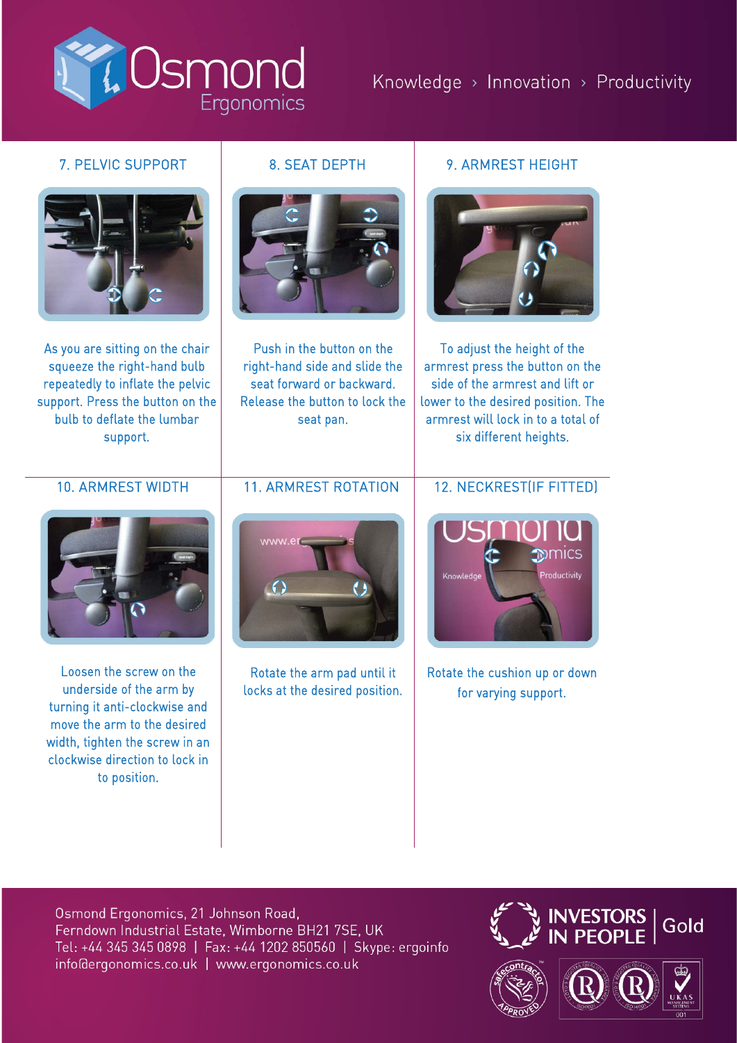# Osmond Ergonomics

Knowledge › Innovation › Productivity

## 7. PELVIC SUPPORT

As you are sitting on the chair squeeze the right-hand bulb repeatedly to inflate the pelvic support. Press the button on the bulb to deflate the lumbar support.

## 8. SEAT DEPTH

Push in the button on the right-hand side and slide the seat forward or backward. Release the button to lock the seat pan.

## 9. ARMREST HEIGHT

To adjust the height of the armrest press the button on the side of the armrest and lift or lower to the desired position. The armrest will lock in to a total of six different heights.

## 10. ARMREST WIDTH

Loosen the screw on the underside of the arm by turning it anti-clockwise and move the arm to the desired width, tighten the screw in an clockwise direction to lock in to position.

## 11. ARMREST ROTATION

Rotate the arm pad until it locks at the desired position.

## 12. NECKREST(IF FITTED)

Rotate the cushion up or down for varying support.

Osmond Ergonomics, 21 Johnson Road,
Ferndown Industrial Estate, Wimborne BH21 7SE, UK
Tel: +44 345 345 0898 | Fax: +44 1202 850560 | Skype: ergoinfo
info@ergonomics.co.uk | www.ergonomics.co.uk

INVESTORS IN PEOPLE | Gold